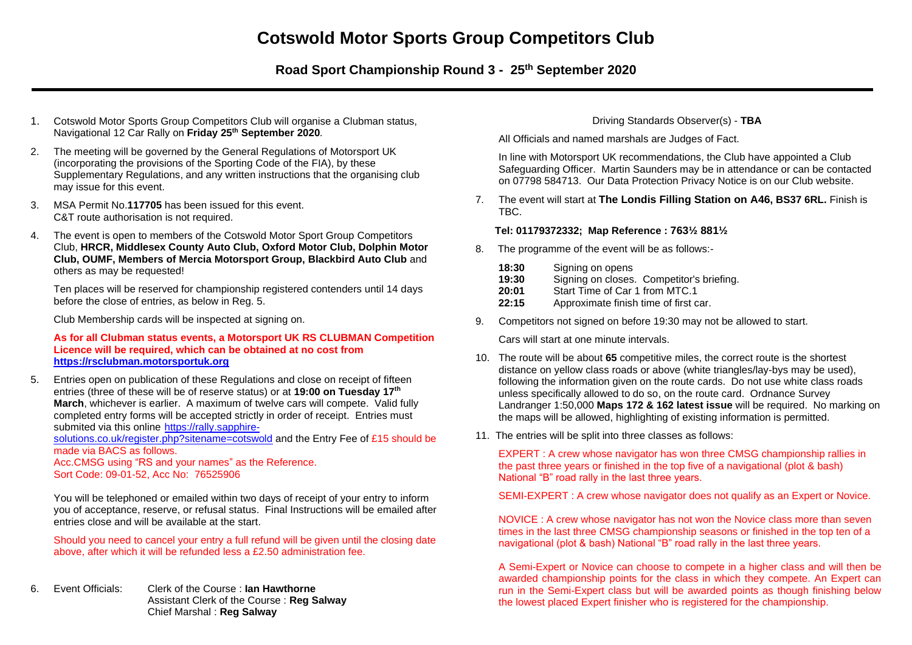# Cotswold Motor Sports Group Competitors Club

## Road Sport Championship Round 3 - 25th September 2020

1. Cotswold Motor Sports Group Competitors Club will organise a Clubman status, Navigational 12 Car Rally on **Friday 25th September 2020**.

2. The meeting will be governed by the General Regulations of Motorsport UK (incorporating the provisions of the Sporting Code of the FIA), by these Supplementary Regulations, and any written instructions that the organising club may issue for this event.

3. MSA Permit No.**117705** has been issued for this event.
   C&T route authorisation is not required.

4. The event is open to members of the Cotswold Motor Sport Group Competitors Club, **HRCR, Middlesex County Auto Club, Oxford Motor Club, Dolphin Motor Club, OUMF, Members of Mercia Motorsport Group, Blackbird Auto Club** and others as may be requested!

   Ten places will be reserved for championship registered contenders until 14 days before the close of entries, as below in Reg. 5.

   Club Membership cards will be inspected at signing on.

   **As for all Clubman status events, a Motorsport UK RS CLUBMAN Competition Licence will be required, which can be obtained at no cost from https://rsclubman.motorsportuk.org**

5. Entries open on publication of these Regulations and close on receipt of fifteen entries (three of these will be of reserve status) or at **19:00 on Tuesday 17th March**, whichever is earlier. A maximum of twelve cars will compete. Valid fully completed entry forms will be accepted strictly in order of receipt. Entries must submited via this online https://rally.sapphire-solutions.co.uk/register.php?sitename=cotswold and the Entry Fee of £15 should be made via BACS as follows.
   Acc.CMSG using "RS and your names" as the Reference.
   Sort Code: 09-01-52, Acc No: 76525906

   You will be telephoned or emailed within two days of receipt of your entry to inform you of acceptance, reserve, or refusal status. Final Instructions will be emailed after entries close and will be available at the start.

   Should you need to cancel your entry a full refund will be given until the closing date above, after which it will be refunded less a £2.50 administration fee.

6. Event Officials:
   Clerk of the Course : **Ian Hawthorne**
   Assistant Clerk of the Course : **Reg Salway**
   Chief Marshal : **Reg Salway**
   Driving Standards Observer(s) - **TBA**

   All Officials and named marshals are Judges of Fact.

   In line with Motorsport UK recommendations, the Club have appointed a Club Safeguarding Officer. Martin Saunders may be in attendance or can be contacted on 07798 584713. Our Data Protection Privacy Notice is on our Club website.

7. The event will start at **The Londis Filling Station on A46, BS37 6RL.** Finish is TBC.

   **Tel: 01179372332; Map Reference : 763½ 881½**

8. The programme of the event will be as follows:-

   **18:30** Signing on opens
   **19:30** Signing on closes. Competitor's briefing.
   **20:01** Start Time of Car 1 from MTC.1
   **22:15** Approximate finish time of first car.

9. Competitors not signed on before 19:30 may not be allowed to start.

   Cars will start at one minute intervals.

10. The route will be about **65** competitive miles, the correct route is the shortest distance on yellow class roads or above (white triangles/lay-bys may be used), following the information given on the route cards. Do not use white class roads unless specifically allowed to do so, on the route card. Ordnance Survey Landranger 1:50,000 **Maps 172 & 162 latest issue** will be required. No marking on the maps will be allowed, highlighting of existing information is permitted.

11. The entries will be split into three classes as follows:

    EXPERT : A crew whose navigator has won three CMSG championship rallies in the past three years or finished in the top five of a navigational (plot & bash) National "B" road rally in the last three years.

    SEMI-EXPERT : A crew whose navigator does not qualify as an Expert or Novice.

    NOVICE : A crew whose navigator has not won the Novice class more than seven times in the last three CMSG championship seasons or finished in the top ten of a navigational (plot & bash) National "B" road rally in the last three years.

    A Semi-Expert or Novice can choose to compete in a higher class and will then be awarded championship points for the class in which they compete. An Expert can run in the Semi-Expert class but will be awarded points as though finishing below the lowest placed Expert finisher who is registered for the championship.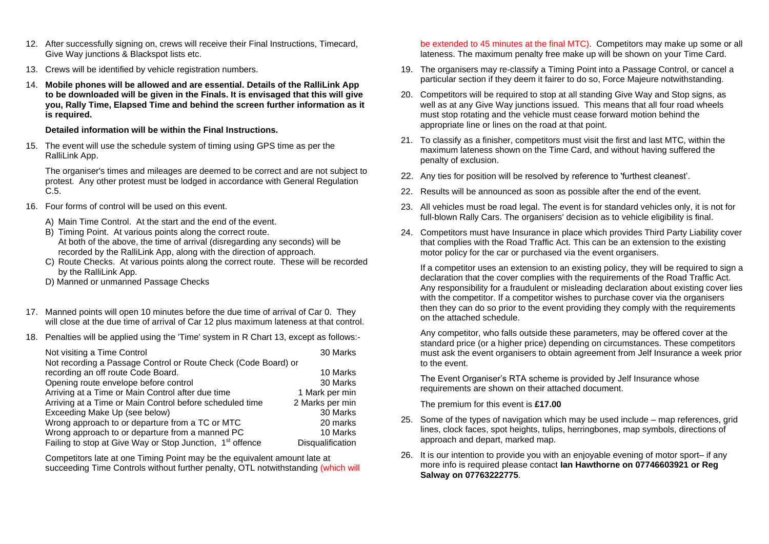12. After successfully signing on, crews will receive their Final Instructions, Timecard, Give Way junctions & Blackspot lists etc.

13. Crews will be identified by vehicle registration numbers.

14. **Mobile phones will be allowed and are essential. Details of the RalliLink App to be downloaded will be given in the Finals. It is envisaged that this will give you, Rally Time, Elapsed Time and behind the screen further information as it is required.**

    **Detailed information will be within the Final Instructions.**

15. The event will use the schedule system of timing using GPS time as per the RalliLink App.

    The organiser's times and mileages are deemed to be correct and are not subject to protest. Any other protest must be lodged in accordance with General Regulation C.5.

16. Four forms of control will be used on this event.

    A) Main Time Control. At the start and the end of the event.
    B) Timing Point. At various points along the correct route.
       At both of the above, the time of arrival (disregarding any seconds) will be recorded by the RalliLink App, along with the direction of approach.
    C) Route Checks. At various points along the correct route. These will be recorded by the RalliLink App.
    D) Manned or unmanned Passage Checks

17. Manned points will open 10 minutes before the due time of arrival of Car 0. They will close at the due time of arrival of Car 12 plus maximum lateness at that control.

18. Penalties will be applied using the 'Time' system in R Chart 13, except as follows:-

| | |
|---|---|
| Not visiting a Time Control | 30 Marks |
| Not recording a Passage Control or Route Check (Code Board) or recording an off route Code Board. | 10 Marks |
| Opening route envelope before control | 30 Marks |
| Arriving at a Time or Main Control after due time | 1 Mark per min |
| Arriving at a Time or Main Control before scheduled time | 2 Marks per min |
| Exceeding Make Up (see below) | 30 Marks |
| Wrong approach to or departure from a TC or MTC | 20 marks |
| Wrong approach to or departure from a manned PC | 10 Marks |
| Failing to stop at Give Way or Stop Junction, 1st offence | Disqualification |

    Competitors late at one Timing Point may be the equivalent amount late at succeeding Time Controls without further penalty, OTL notwithstanding (which will be extended to 45 minutes at the final MTC). Competitors may make up some or all lateness. The maximum penalty free make up will be shown on your Time Card.

19. The organisers may re-classify a Timing Point into a Passage Control, or cancel a particular section if they deem it fairer to do so, Force Majeure notwithstanding.

20. Competitors will be required to stop at all standing Give Way and Stop signs, as well as at any Give Way junctions issued. This means that all four road wheels must stop rotating and the vehicle must cease forward motion behind the appropriate line or lines on the road at that point.

21. To classify as a finisher, competitors must visit the first and last MTC, within the maximum lateness shown on the Time Card, and without having suffered the penalty of exclusion.

22. Any ties for position will be resolved by reference to 'furthest cleanest'.

22. Results will be announced as soon as possible after the end of the event.

23. All vehicles must be road legal. The event is for standard vehicles only, it is not for full-blown Rally Cars. The organisers' decision as to vehicle eligibility is final.

24. Competitors must have Insurance in place which provides Third Party Liability cover that complies with the Road Traffic Act. This can be an extension to the existing motor policy for the car or purchased via the event organisers.

    If a competitor uses an extension to an existing policy, they will be required to sign a declaration that the cover complies with the requirements of the Road Traffic Act. Any responsibility for a fraudulent or misleading declaration about existing cover lies with the competitor. If a competitor wishes to purchase cover via the organisers then they can do so prior to the event providing they comply with the requirements on the attached schedule.

    Any competitor, who falls outside these parameters, may be offered cover at the standard price (or a higher price) depending on circumstances. These competitors must ask the event organisers to obtain agreement from Jelf Insurance a week prior to the event.

    The Event Organiser's RTA scheme is provided by Jelf Insurance whose requirements are shown on their attached document.

    The premium for this event is **£17.00**

25. Some of the types of navigation which may be used include – map references, grid lines, clock faces, spot heights, tulips, herringbones, map symbols, directions of approach and depart, marked map.

26. It is our intention to provide you with an enjoyable evening of motor sport– if any more info is required please contact **Ian Hawthorne on 07746603921 or Reg Salway on 07763222775**.